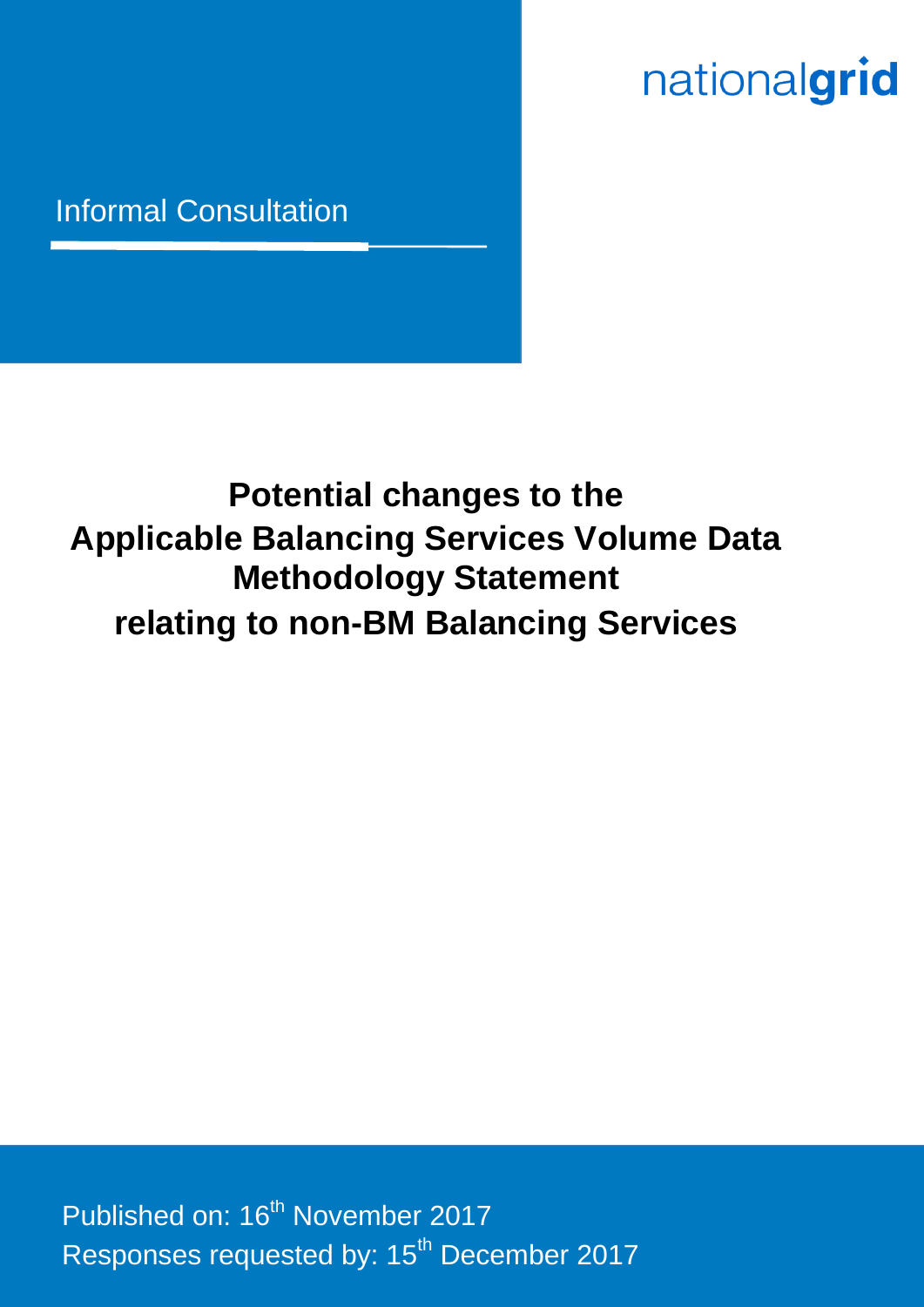nationalgrid

Informal Consultation

# Potential changes to the Applicable Balancing Services Volume Data Methodology Statement relating to non-BM Balancing Services

Published on: 16th November 2017

Responses requested by: 15th December 2017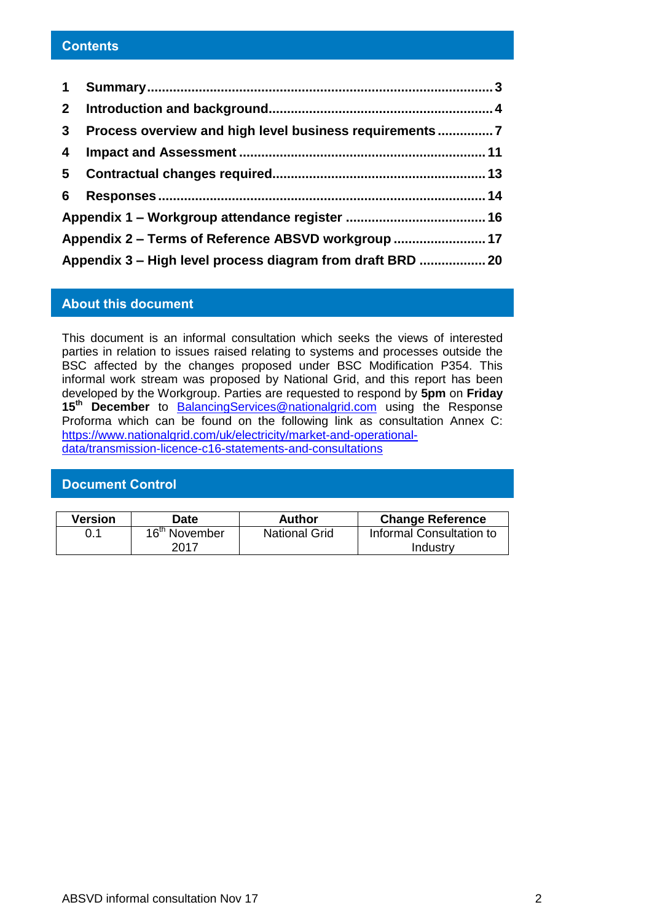## Contents

1 **Summary** ........ 3

2 **Introduction and background** ........ 4

3 **Process overview and high level business requirements** ........ 7

4 **Impact and Assessment** ........ 11

5 **Contractual changes required** ........ 13

6 **Responses** ........ 14

**Appendix 1 – Workgroup attendance register** ........ 16

**Appendix 2 – Terms of Reference ABSVD workgroup** ........ 17

**Appendix 3 – High level process diagram from draft BRD** ........ 20

## About this document

This document is an informal consultation which seeks the views of interested parties in relation to issues raised relating to systems and processes outside the BSC affected by the changes proposed under BSC Modification P354. This informal work stream was proposed by National Grid, and this report has been developed by the Workgroup. Parties are requested to respond by **5pm** on **Friday 15th December** to BalancingServices@nationalgrid.com using the Response Proforma which can be found on the following link as consultation Annex C: https://www.nationalgrid.com/uk/electricity/market-and-operational-data/transmission-licence-c16-statements-and-consultations

## Document Control

| Version | Date | Author | Change Reference |
|---|---|---|---|
| 0.1 | 16th November 2017 | National Grid | Informal Consultation to Industry |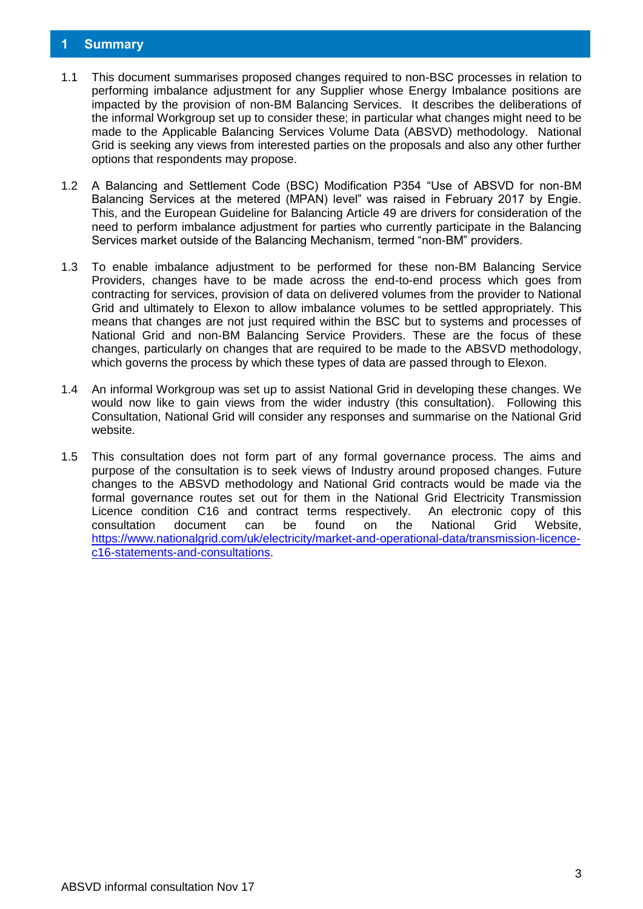# 1 Summary

1.1 This document summarises proposed changes required to non-BSC processes in relation to performing imbalance adjustment for any Supplier whose Energy Imbalance positions are impacted by the provision of non-BM Balancing Services. It describes the deliberations of the informal Workgroup set up to consider these; in particular what changes might need to be made to the Applicable Balancing Services Volume Data (ABSVD) methodology. National Grid is seeking any views from interested parties on the proposals and also any other further options that respondents may propose.

1.2 A Balancing and Settlement Code (BSC) Modification P354 "Use of ABSVD for non-BM Balancing Services at the metered (MPAN) level" was raised in February 2017 by Engie. This, and the European Guideline for Balancing Article 49 are drivers for consideration of the need to perform imbalance adjustment for parties who currently participate in the Balancing Services market outside of the Balancing Mechanism, termed "non-BM" providers.

1.3 To enable imbalance adjustment to be performed for these non-BM Balancing Service Providers, changes have to be made across the end-to-end process which goes from contracting for services, provision of data on delivered volumes from the provider to National Grid and ultimately to Elexon to allow imbalance volumes to be settled appropriately. This means that changes are not just required within the BSC but to systems and processes of National Grid and non-BM Balancing Service Providers. These are the focus of these changes, particularly on changes that are required to be made to the ABSVD methodology, which governs the process by which these types of data are passed through to Elexon.

1.4 An informal Workgroup was set up to assist National Grid in developing these changes. We would now like to gain views from the wider industry (this consultation). Following this Consultation, National Grid will consider any responses and summarise on the National Grid website.

1.5 This consultation does not form part of any formal governance process. The aims and purpose of the consultation is to seek views of Industry around proposed changes. Future changes to the ABSVD methodology and National Grid contracts would be made via the formal governance routes set out for them in the National Grid Electricity Transmission Licence condition C16 and contract terms respectively. An electronic copy of this consultation document can be found on the National Grid Website, https://www.nationalgrid.com/uk/electricity/market-and-operational-data/transmission-licence-c16-statements-and-consultations.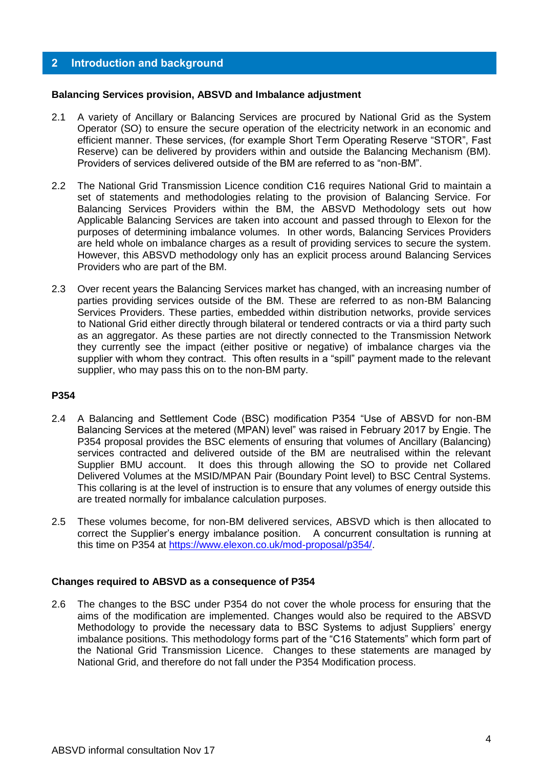## 2 Introduction and background

**Balancing Services provision, ABSVD and Imbalance adjustment**

2.1 A variety of Ancillary or Balancing Services are procured by National Grid as the System Operator (SO) to ensure the secure operation of the electricity network in an economic and efficient manner. These services, (for example Short Term Operating Reserve "STOR", Fast Reserve) can be delivered by providers within and outside the Balancing Mechanism (BM). Providers of services delivered outside of the BM are referred to as "non-BM".

2.2 The National Grid Transmission Licence condition C16 requires National Grid to maintain a set of statements and methodologies relating to the provision of Balancing Service. For Balancing Services Providers within the BM, the ABSVD Methodology sets out how Applicable Balancing Services are taken into account and passed through to Elexon for the purposes of determining imbalance volumes. In other words, Balancing Services Providers are held whole on imbalance charges as a result of providing services to secure the system. However, this ABSVD methodology only has an explicit process around Balancing Services Providers who are part of the BM.

2.3 Over recent years the Balancing Services market has changed, with an increasing number of parties providing services outside of the BM. These are referred to as non-BM Balancing Services Providers. These parties, embedded within distribution networks, provide services to National Grid either directly through bilateral or tendered contracts or via a third party such as an aggregator. As these parties are not directly connected to the Transmission Network they currently see the impact (either positive or negative) of imbalance charges via the supplier with whom they contract. This often results in a "spill" payment made to the relevant supplier, who may pass this on to the non-BM party.

**P354**

2.4 A Balancing and Settlement Code (BSC) modification P354 "Use of ABSVD for non-BM Balancing Services at the metered (MPAN) level" was raised in February 2017 by Engie. The P354 proposal provides the BSC elements of ensuring that volumes of Ancillary (Balancing) services contracted and delivered outside of the BM are neutralised within the relevant Supplier BMU account. It does this through allowing the SO to provide net Collared Delivered Volumes at the MSID/MPAN Pair (Boundary Point level) to BSC Central Systems. This collaring is at the level of instruction is to ensure that any volumes of energy outside this are treated normally for imbalance calculation purposes.

2.5 These volumes become, for non-BM delivered services, ABSVD which is then allocated to correct the Supplier's energy imbalance position. A concurrent consultation is running at this time on P354 at https://www.elexon.co.uk/mod-proposal/p354/.

**Changes required to ABSVD as a consequence of P354**

2.6 The changes to the BSC under P354 do not cover the whole process for ensuring that the aims of the modification are implemented. Changes would also be required to the ABSVD Methodology to provide the necessary data to BSC Systems to adjust Suppliers' energy imbalance positions. This methodology forms part of the "C16 Statements" which form part of the National Grid Transmission Licence. Changes to these statements are managed by National Grid, and therefore do not fall under the P354 Modification process.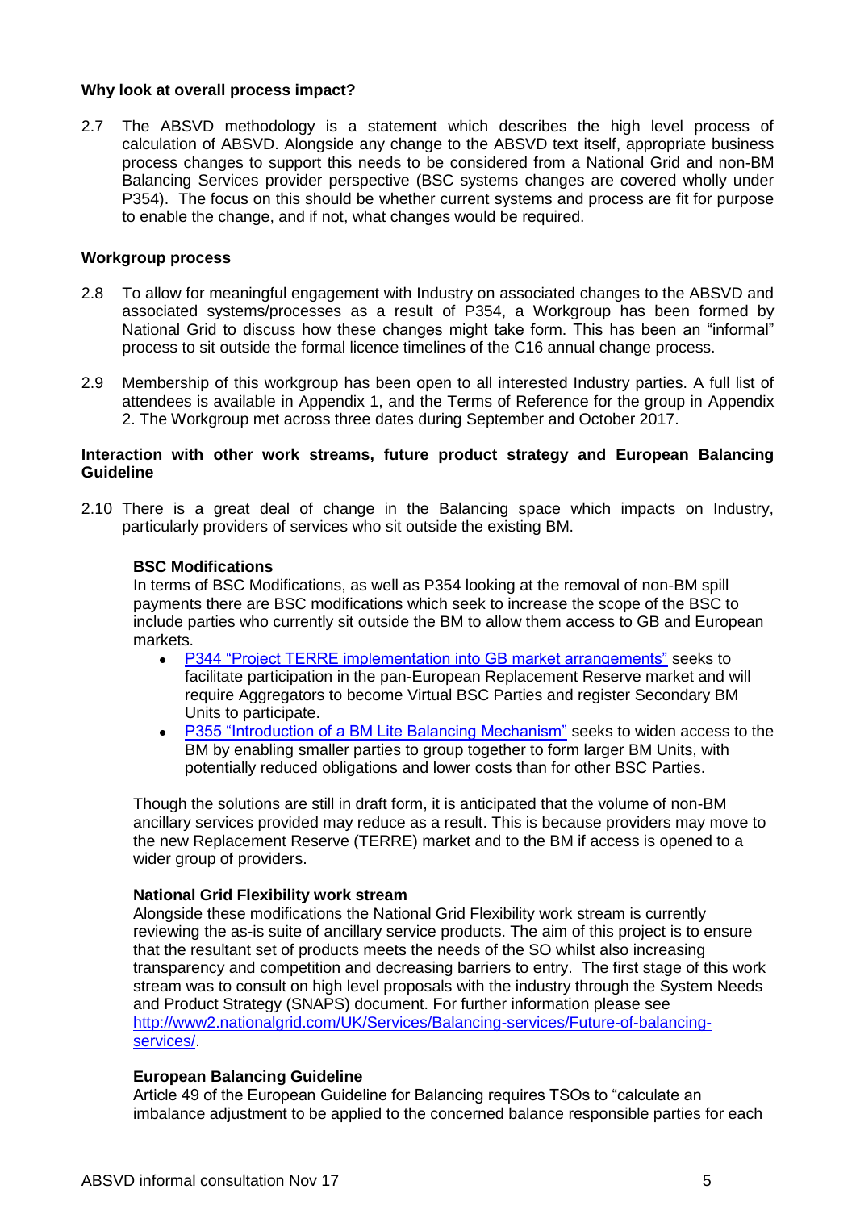**Why look at overall process impact?**

2.7 The ABSVD methodology is a statement which describes the high level process of calculation of ABSVD. Alongside any change to the ABSVD text itself, appropriate business process changes to support this needs to be considered from a National Grid and non-BM Balancing Services provider perspective (BSC systems changes are covered wholly under P354). The focus on this should be whether current systems and process are fit for purpose to enable the change, and if not, what changes would be required.

**Workgroup process**

2.8 To allow for meaningful engagement with Industry on associated changes to the ABSVD and associated systems/processes as a result of P354, a Workgroup has been formed by National Grid to discuss how these changes might take form. This has been an "informal" process to sit outside the formal licence timelines of the C16 annual change process.

2.9 Membership of this workgroup has been open to all interested Industry parties. A full list of attendees is available in Appendix 1, and the Terms of Reference for the group in Appendix 2. The Workgroup met across three dates during September and October 2017.

**Interaction with other work streams, future product strategy and European Balancing Guideline**

2.10 There is a great deal of change in the Balancing space which impacts on Industry, particularly providers of services who sit outside the existing BM.

**BSC Modifications**

In terms of BSC Modifications, as well as P354 looking at the removal of non-BM spill payments there are BSC modifications which seek to increase the scope of the BSC to include parties who currently sit outside the BM to allow them access to GB and European markets.

- P344 "Project TERRE implementation into GB market arrangements" seeks to facilitate participation in the pan-European Replacement Reserve market and will require Aggregators to become Virtual BSC Parties and register Secondary BM Units to participate.
- P355 "Introduction of a BM Lite Balancing Mechanism" seeks to widen access to the BM by enabling smaller parties to group together to form larger BM Units, with potentially reduced obligations and lower costs than for other BSC Parties.

Though the solutions are still in draft form, it is anticipated that the volume of non-BM ancillary services provided may reduce as a result. This is because providers may move to the new Replacement Reserve (TERRE) market and to the BM if access is opened to a wider group of providers.

**National Grid Flexibility work stream**

Alongside these modifications the National Grid Flexibility work stream is currently reviewing the as-is suite of ancillary service products. The aim of this project is to ensure that the resultant set of products meets the needs of the SO whilst also increasing transparency and competition and decreasing barriers to entry. The first stage of this work stream was to consult on high level proposals with the industry through the System Needs and Product Strategy (SNAPS) document. For further information please see http://www2.nationalgrid.com/UK/Services/Balancing-services/Future-of-balancing-services/.

**European Balancing Guideline**

Article 49 of the European Guideline for Balancing requires TSOs to "calculate an imbalance adjustment to be applied to the concerned balance responsible parties for each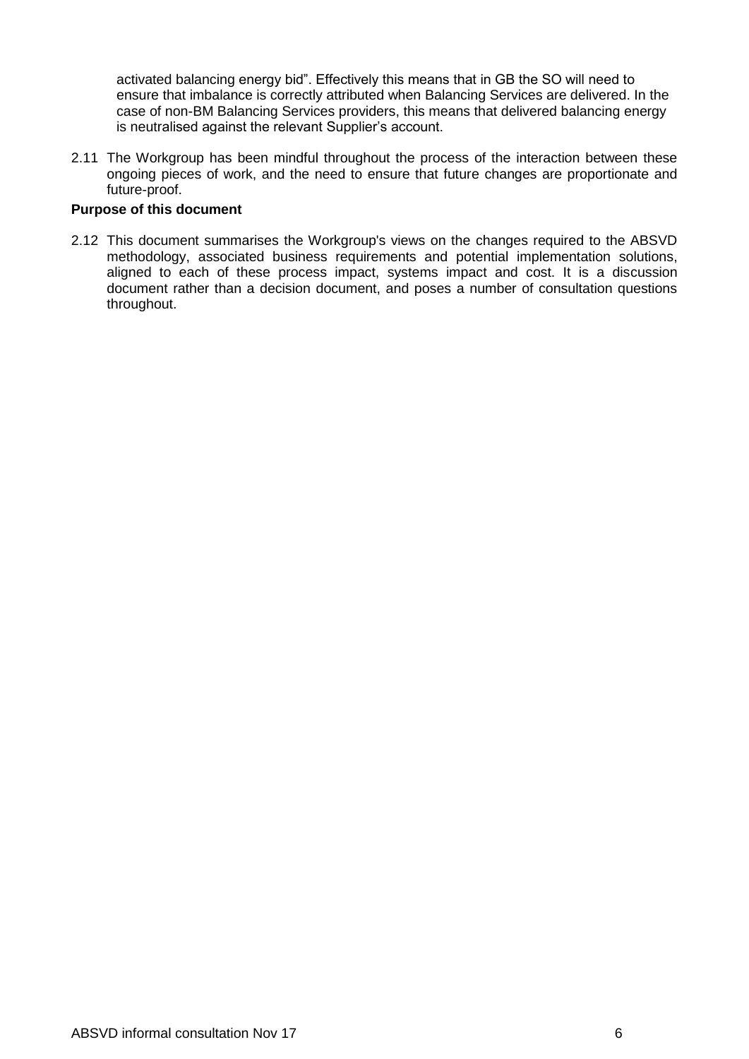activated balancing energy bid". Effectively this means that in GB the SO will need to ensure that imbalance is correctly attributed when Balancing Services are delivered. In the case of non-BM Balancing Services providers, this means that delivered balancing energy is neutralised against the relevant Supplier's account.

2.11 The Workgroup has been mindful throughout the process of the interaction between these ongoing pieces of work, and the need to ensure that future changes are proportionate and future-proof.

**Purpose of this document**

2.12 This document summarises the Workgroup's views on the changes required to the ABSVD methodology, associated business requirements and potential implementation solutions, aligned to each of these process impact, systems impact and cost. It is a discussion document rather than a decision document, and poses a number of consultation questions throughout.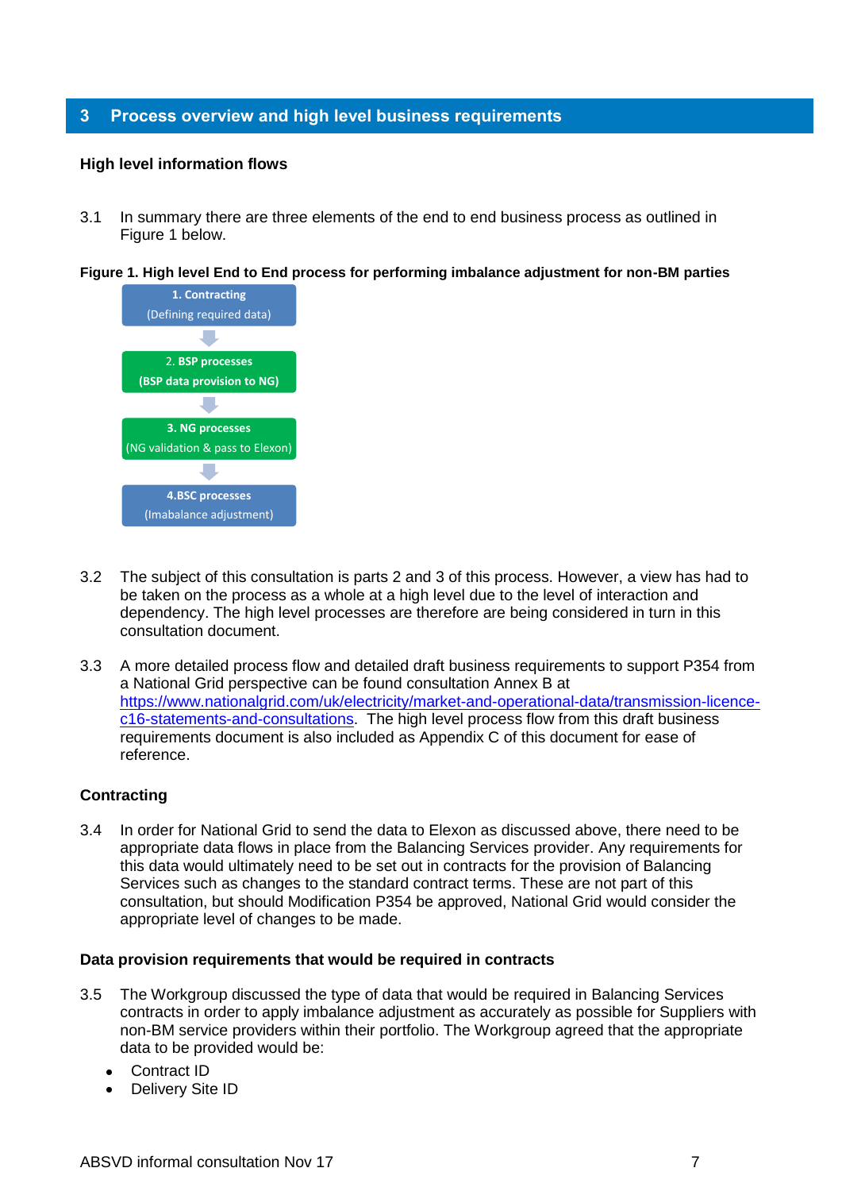## 3 Process overview and high level business requirements

### High level information flows

3.1 In summary there are three elements of the end to end business process as outlined in Figure 1 below.

**Figure 1. High level End to End process for performing imbalance adjustment for non-BM parties**

**1. Contracting**
(Defining required data)

↓

2. **BSP processes**
**(BSP data provision to NG)**

↓

**3. NG processes**
(NG validation & pass to Elexon)

↓

**4.BSC processes**
(Imabalance adjustment)

3.2 The subject of this consultation is parts 2 and 3 of this process. However, a view has had to be taken on the process as a whole at a high level due to the level of interaction and dependency. The high level processes are therefore are being considered in turn in this consultation document.

3.3 A more detailed process flow and detailed draft business requirements to support P354 from a National Grid perspective can be found consultation Annex B at https://www.nationalgrid.com/uk/electricity/market-and-operational-data/transmission-licence-c16-statements-and-consultations. The high level process flow from this draft business requirements document is also included as Appendix C of this document for ease of reference.

### Contracting

3.4 In order for National Grid to send the data to Elexon as discussed above, there need to be appropriate data flows in place from the Balancing Services provider. Any requirements for this data would ultimately need to be set out in contracts for the provision of Balancing Services such as changes to the standard contract terms. These are not part of this consultation, but should Modification P354 be approved, National Grid would consider the appropriate level of changes to be made.

### Data provision requirements that would be required in contracts

3.5 The Workgroup discussed the type of data that would be required in Balancing Services contracts in order to apply imbalance adjustment as accurately as possible for Suppliers with non-BM service providers within their portfolio. The Workgroup agreed that the appropriate data to be provided would be:

- Contract ID
- Delivery Site ID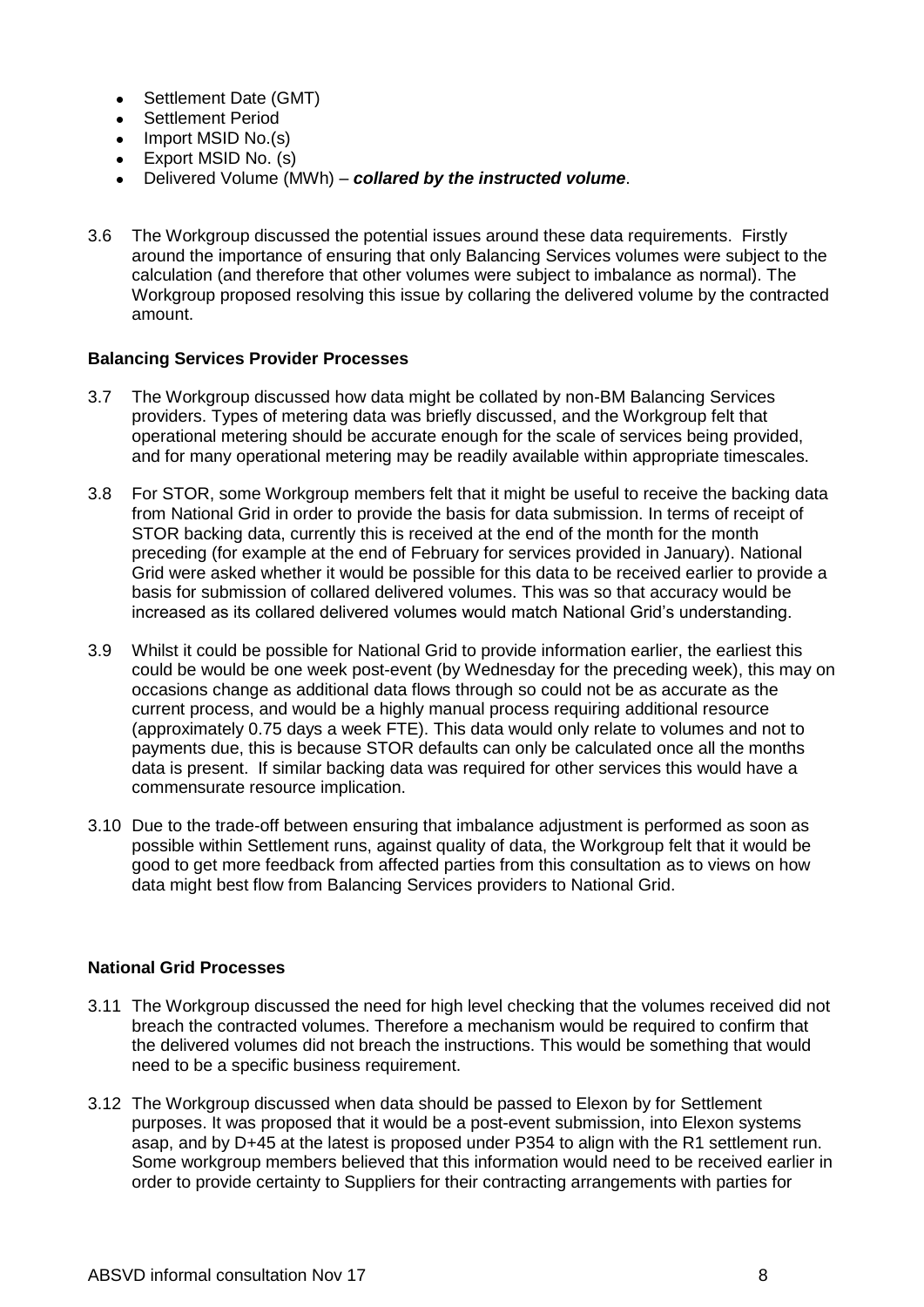- Settlement Date (GMT)
- Settlement Period
- Import MSID No.(s)
- Export MSID No. (s)
- Delivered Volume (MWh) – ***collared by the instructed volume***.

3.6 The Workgroup discussed the potential issues around these data requirements. Firstly around the importance of ensuring that only Balancing Services volumes were subject to the calculation (and therefore that other volumes were subject to imbalance as normal). The Workgroup proposed resolving this issue by collaring the delivered volume by the contracted amount.

**Balancing Services Provider Processes**

3.7 The Workgroup discussed how data might be collated by non-BM Balancing Services providers. Types of metering data was briefly discussed, and the Workgroup felt that operational metering should be accurate enough for the scale of services being provided, and for many operational metering may be readily available within appropriate timescales.

3.8 For STOR, some Workgroup members felt that it might be useful to receive the backing data from National Grid in order to provide the basis for data submission. In terms of receipt of STOR backing data, currently this is received at the end of the month for the month preceding (for example at the end of February for services provided in January). National Grid were asked whether it would be possible for this data to be received earlier to provide a basis for submission of collared delivered volumes. This was so that accuracy would be increased as its collared delivered volumes would match National Grid's understanding.

3.9 Whilst it could be possible for National Grid to provide information earlier, the earliest this could be would be one week post-event (by Wednesday for the preceding week), this may on occasions change as additional data flows through so could not be as accurate as the current process, and would be a highly manual process requiring additional resource (approximately 0.75 days a week FTE). This data would only relate to volumes and not to payments due, this is because STOR defaults can only be calculated once all the months data is present. If similar backing data was required for other services this would have a commensurate resource implication.

3.10 Due to the trade-off between ensuring that imbalance adjustment is performed as soon as possible within Settlement runs, against quality of data, the Workgroup felt that it would be good to get more feedback from affected parties from this consultation as to views on how data might best flow from Balancing Services providers to National Grid.

**National Grid Processes**

3.11 The Workgroup discussed the need for high level checking that the volumes received did not breach the contracted volumes. Therefore a mechanism would be required to confirm that the delivered volumes did not breach the instructions. This would be something that would need to be a specific business requirement.

3.12 The Workgroup discussed when data should be passed to Elexon by for Settlement purposes. It was proposed that it would be a post-event submission, into Elexon systems asap, and by D+45 at the latest is proposed under P354 to align with the R1 settlement run. Some workgroup members believed that this information would need to be received earlier in order to provide certainty to Suppliers for their contracting arrangements with parties for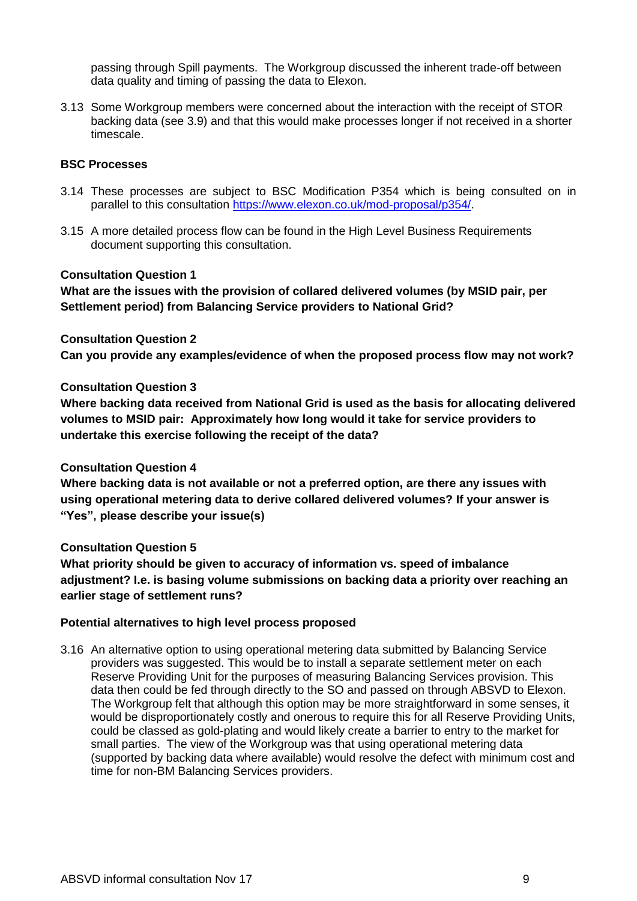passing through Spill payments. The Workgroup discussed the inherent trade-off between data quality and timing of passing the data to Elexon.

3.13 Some Workgroup members were concerned about the interaction with the receipt of STOR backing data (see 3.9) and that this would make processes longer if not received in a shorter timescale.

**BSC Processes**

3.14 These processes are subject to BSC Modification P354 which is being consulted on in parallel to this consultation [https://www.elexon.co.uk/mod-proposal/p354/](https://www.elexon.co.uk/mod-proposal/p354/).

3.15 A more detailed process flow can be found in the High Level Business Requirements document supporting this consultation.

**Consultation Question 1**

**What are the issues with the provision of collared delivered volumes (by MSID pair, per Settlement period) from Balancing Service providers to National Grid?**

**Consultation Question 2**

**Can you provide any examples/evidence of when the proposed process flow may not work?**

**Consultation Question 3**

**Where backing data received from National Grid is used as the basis for allocating delivered volumes to MSID pair: Approximately how long would it take for service providers to undertake this exercise following the receipt of the data?**

**Consultation Question 4**

**Where backing data is not available or not a preferred option, are there any issues with using operational metering data to derive collared delivered volumes? If your answer is "Yes", please describe your issue(s)**

**Consultation Question 5**

**What priority should be given to accuracy of information vs. speed of imbalance adjustment? I.e. is basing volume submissions on backing data a priority over reaching an earlier stage of settlement runs?**

**Potential alternatives to high level process proposed**

3.16 An alternative option to using operational metering data submitted by Balancing Service providers was suggested. This would be to install a separate settlement meter on each Reserve Providing Unit for the purposes of measuring Balancing Services provision. This data then could be fed through directly to the SO and passed on through ABSVD to Elexon. The Workgroup felt that although this option may be more straightforward in some senses, it would be disproportionately costly and onerous to require this for all Reserve Providing Units, could be classed as gold-plating and would likely create a barrier to entry to the market for small parties. The view of the Workgroup was that using operational metering data (supported by backing data where available) would resolve the defect with minimum cost and time for non-BM Balancing Services providers.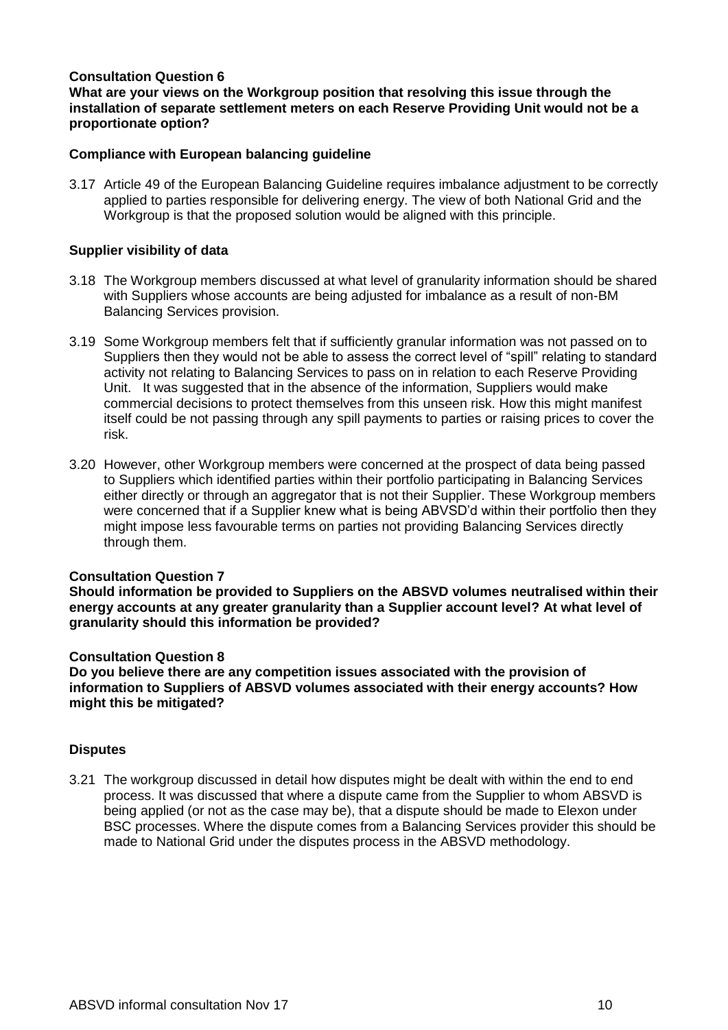**Consultation Question 6**

**What are your views on the Workgroup position that resolving this issue through the installation of separate settlement meters on each Reserve Providing Unit would not be a proportionate option?**

**Compliance with European balancing guideline**

3.17 Article 49 of the European Balancing Guideline requires imbalance adjustment to be correctly applied to parties responsible for delivering energy. The view of both National Grid and the Workgroup is that the proposed solution would be aligned with this principle.

**Supplier visibility of data**

3.18 The Workgroup members discussed at what level of granularity information should be shared with Suppliers whose accounts are being adjusted for imbalance as a result of non-BM Balancing Services provision.

3.19 Some Workgroup members felt that if sufficiently granular information was not passed on to Suppliers then they would not be able to assess the correct level of "spill" relating to standard activity not relating to Balancing Services to pass on in relation to each Reserve Providing Unit. It was suggested that in the absence of the information, Suppliers would make commercial decisions to protect themselves from this unseen risk. How this might manifest itself could be not passing through any spill payments to parties or raising prices to cover the risk.

3.20 However, other Workgroup members were concerned at the prospect of data being passed to Suppliers which identified parties within their portfolio participating in Balancing Services either directly or through an aggregator that is not their Supplier. These Workgroup members were concerned that if a Supplier knew what is being ABVSD'd within their portfolio then they might impose less favourable terms on parties not providing Balancing Services directly through them.

**Consultation Question 7**

**Should information be provided to Suppliers on the ABSVD volumes neutralised within their energy accounts at any greater granularity than a Supplier account level? At what level of granularity should this information be provided?**

**Consultation Question 8**

**Do you believe there are any competition issues associated with the provision of information to Suppliers of ABSVD volumes associated with their energy accounts? How might this be mitigated?**

**Disputes**

3.21 The workgroup discussed in detail how disputes might be dealt with within the end to end process. It was discussed that where a dispute came from the Supplier to whom ABSVD is being applied (or not as the case may be), that a dispute should be made to Elexon under BSC processes. Where the dispute comes from a Balancing Services provider this should be made to National Grid under the disputes process in the ABSVD methodology.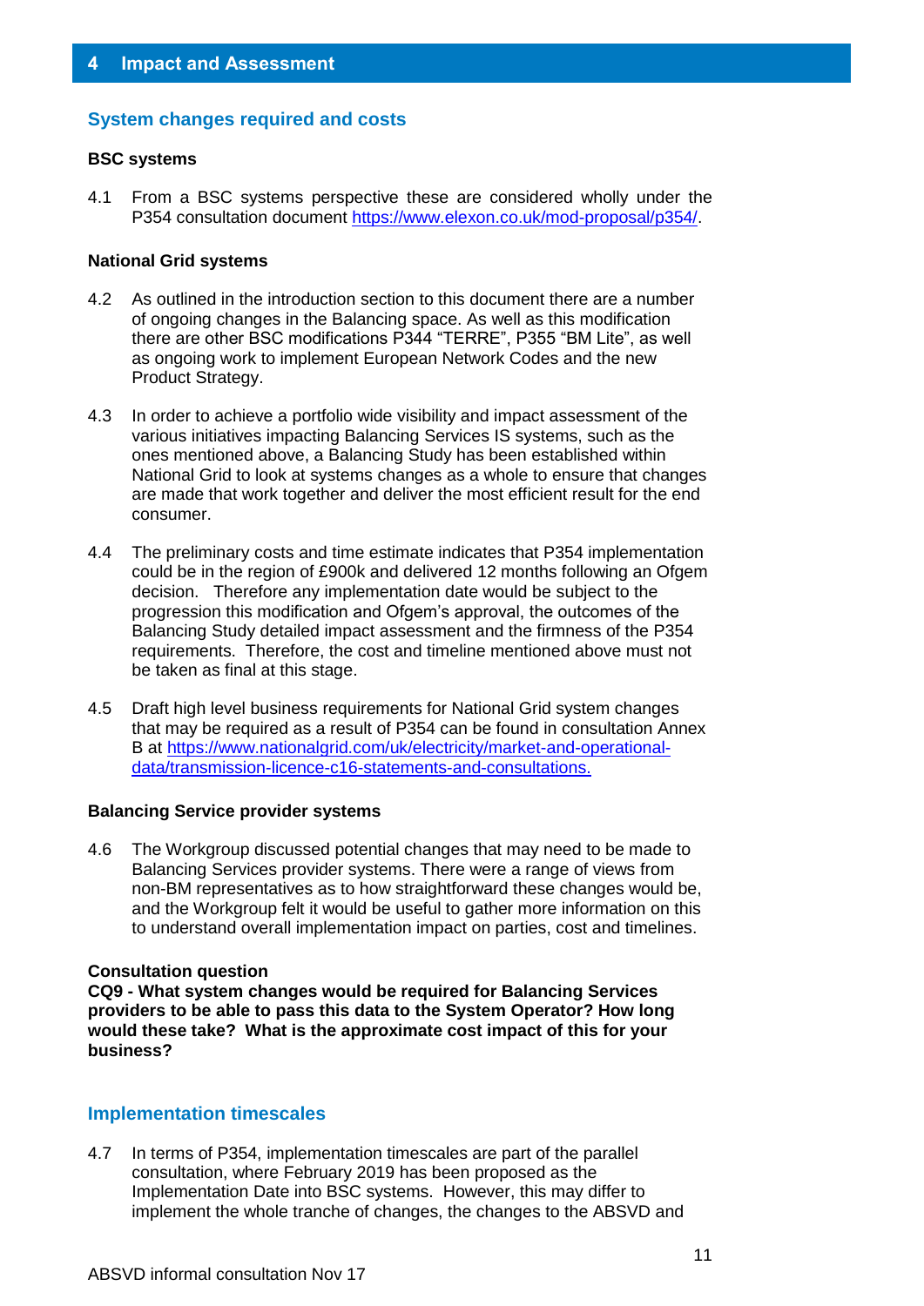## 4 Impact and Assessment

### System changes required and costs

**BSC systems**

4.1 From a BSC systems perspective these are considered wholly under the P354 consultation document https://www.elexon.co.uk/mod-proposal/p354/.

**National Grid systems**

4.2 As outlined in the introduction section to this document there are a number of ongoing changes in the Balancing space. As well as this modification there are other BSC modifications P344 "TERRE", P355 "BM Lite", as well as ongoing work to implement European Network Codes and the new Product Strategy.

4.3 In order to achieve a portfolio wide visibility and impact assessment of the various initiatives impacting Balancing Services IS systems, such as the ones mentioned above, a Balancing Study has been established within National Grid to look at systems changes as a whole to ensure that changes are made that work together and deliver the most efficient result for the end consumer.

4.4 The preliminary costs and time estimate indicates that P354 implementation could be in the region of £900k and delivered 12 months following an Ofgem decision. Therefore any implementation date would be subject to the progression this modification and Ofgem's approval, the outcomes of the Balancing Study detailed impact assessment and the firmness of the P354 requirements. Therefore, the cost and timeline mentioned above must not be taken as final at this stage.

4.5 Draft high level business requirements for National Grid system changes that may be required as a result of P354 can be found in consultation Annex B at https://www.nationalgrid.com/uk/electricity/market-and-operational-data/transmission-licence-c16-statements-and-consultations.

**Balancing Service provider systems**

4.6 The Workgroup discussed potential changes that may need to be made to Balancing Services provider systems. There were a range of views from non-BM representatives as to how straightforward these changes would be, and the Workgroup felt it would be useful to gather more information on this to understand overall implementation impact on parties, cost and timelines.

**Consultation question**
**CQ9 - What system changes would be required for Balancing Services providers to be able to pass this data to the System Operator? How long would these take? What is the approximate cost impact of this for your business?**

### Implementation timescales

4.7 In terms of P354, implementation timescales are part of the parallel consultation, where February 2019 has been proposed as the Implementation Date into BSC systems. However, this may differ to implement the whole tranche of changes, the changes to the ABSVD and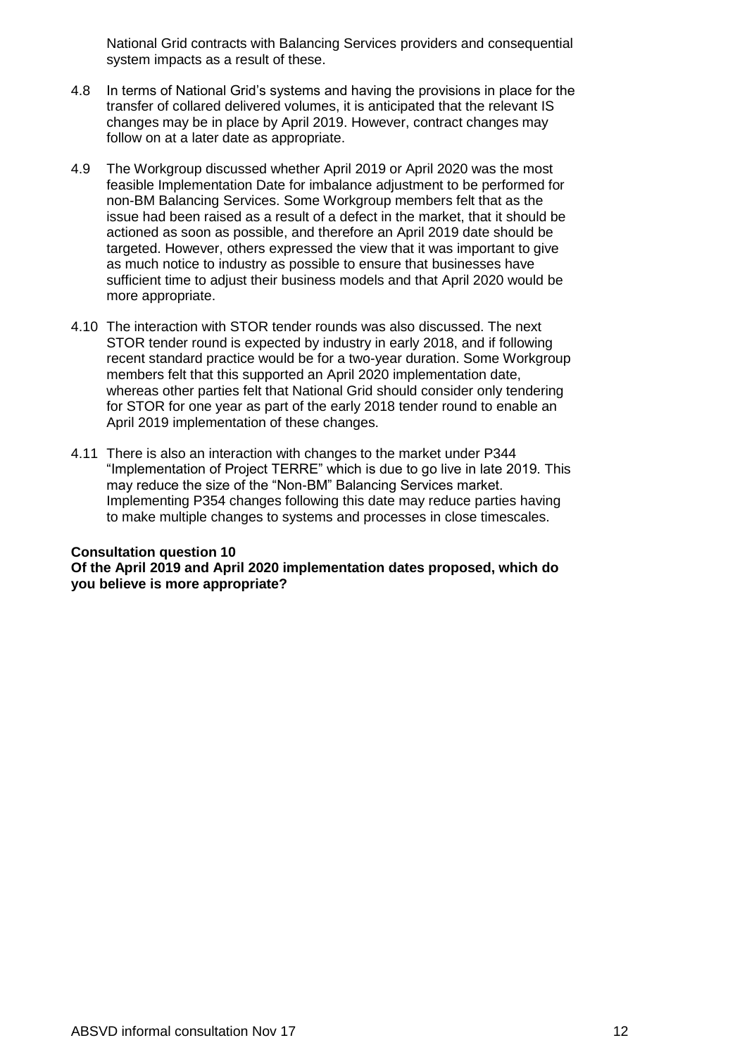National Grid contracts with Balancing Services providers and consequential system impacts as a result of these.

4.8 In terms of National Grid's systems and having the provisions in place for the transfer of collared delivered volumes, it is anticipated that the relevant IS changes may be in place by April 2019. However, contract changes may follow on at a later date as appropriate.

4.9 The Workgroup discussed whether April 2019 or April 2020 was the most feasible Implementation Date for imbalance adjustment to be performed for non-BM Balancing Services. Some Workgroup members felt that as the issue had been raised as a result of a defect in the market, that it should be actioned as soon as possible, and therefore an April 2019 date should be targeted. However, others expressed the view that it was important to give as much notice to industry as possible to ensure that businesses have sufficient time to adjust their business models and that April 2020 would be more appropriate.

4.10 The interaction with STOR tender rounds was also discussed. The next STOR tender round is expected by industry in early 2018, and if following recent standard practice would be for a two-year duration. Some Workgroup members felt that this supported an April 2020 implementation date, whereas other parties felt that National Grid should consider only tendering for STOR for one year as part of the early 2018 tender round to enable an April 2019 implementation of these changes.

4.11 There is also an interaction with changes to the market under P344 "Implementation of Project TERRE" which is due to go live in late 2019. This may reduce the size of the "Non-BM" Balancing Services market. Implementing P354 changes following this date may reduce parties having to make multiple changes to systems and processes in close timescales.

**Consultation question 10**
**Of the April 2019 and April 2020 implementation dates proposed, which do you believe is more appropriate?**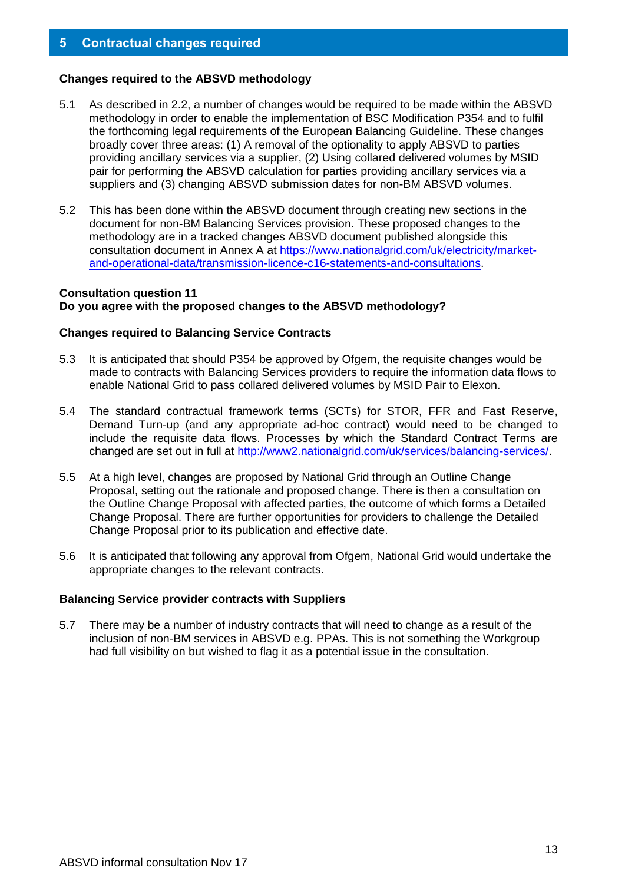## 5 Contractual changes required

### Changes required to the ABSVD methodology

5.1 As described in 2.2, a number of changes would be required to be made within the ABSVD methodology in order to enable the implementation of BSC Modification P354 and to fulfil the forthcoming legal requirements of the European Balancing Guideline. These changes broadly cover three areas: (1) A removal of the optionality to apply ABSVD to parties providing ancillary services via a supplier, (2) Using collared delivered volumes by MSID pair for performing the ABSVD calculation for parties providing ancillary services via a suppliers and (3) changing ABSVD submission dates for non-BM ABSVD volumes.

5.2 This has been done within the ABSVD document through creating new sections in the document for non-BM Balancing Services provision. These proposed changes to the methodology are in a tracked changes ABSVD document published alongside this consultation document in Annex A at [https://www.nationalgrid.com/uk/electricity/market-and-operational-data/transmission-licence-c16-statements-and-consultations](https://www.nationalgrid.com/uk/electricity/market-and-operational-data/transmission-licence-c16-statements-and-consultations).

**Consultation question 11**
**Do you agree with the proposed changes to the ABSVD methodology?**

### Changes required to Balancing Service Contracts

5.3 It is anticipated that should P354 be approved by Ofgem, the requisite changes would be made to contracts with Balancing Services providers to require the information data flows to enable National Grid to pass collared delivered volumes by MSID Pair to Elexon.

5.4 The standard contractual framework terms (SCTs) for STOR, FFR and Fast Reserve, Demand Turn-up (and any appropriate ad-hoc contract) would need to be changed to include the requisite data flows. Processes by which the Standard Contract Terms are changed are set out in full at [http://www2.nationalgrid.com/uk/services/balancing-services/](http://www2.nationalgrid.com/uk/services/balancing-services/).

5.5 At a high level, changes are proposed by National Grid through an Outline Change Proposal, setting out the rationale and proposed change. There is then a consultation on the Outline Change Proposal with affected parties, the outcome of which forms a Detailed Change Proposal. There are further opportunities for providers to challenge the Detailed Change Proposal prior to its publication and effective date.

5.6 It is anticipated that following any approval from Ofgem, National Grid would undertake the appropriate changes to the relevant contracts.

### Balancing Service provider contracts with Suppliers

5.7 There may be a number of industry contracts that will need to change as a result of the inclusion of non-BM services in ABSVD e.g. PPAs. This is not something the Workgroup had full visibility on but wished to flag it as a potential issue in the consultation.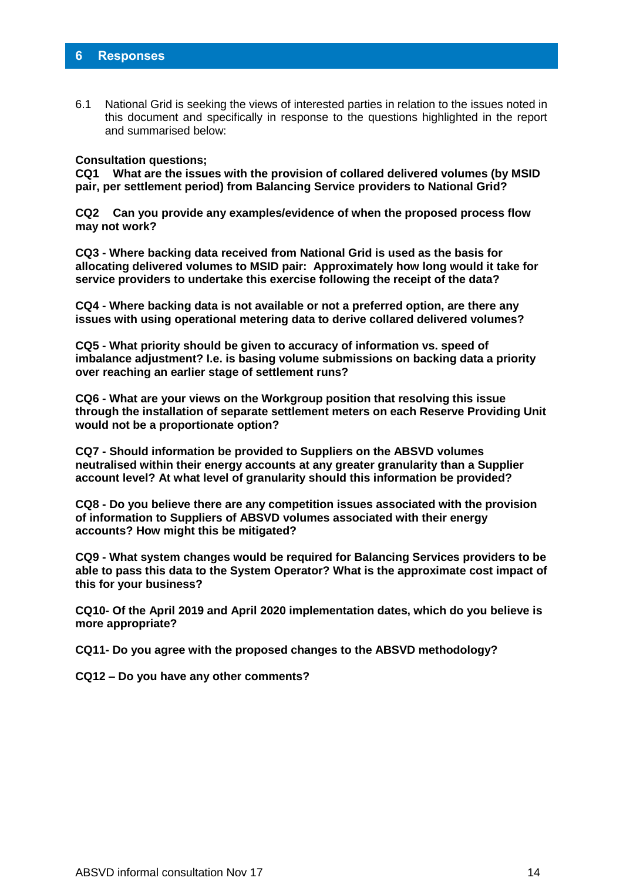## 6 Responses

6.1 National Grid is seeking the views of interested parties in relation to the issues noted in this document and specifically in response to the questions highlighted in the report and summarised below:

**Consultation questions;**

**CQ1 What are the issues with the provision of collared delivered volumes (by MSID pair, per settlement period) from Balancing Service providers to National Grid?**

**CQ2 Can you provide any examples/evidence of when the proposed process flow may not work?**

**CQ3 - Where backing data received from National Grid is used as the basis for allocating delivered volumes to MSID pair: Approximately how long would it take for service providers to undertake this exercise following the receipt of the data?**

**CQ4 - Where backing data is not available or not a preferred option, are there any issues with using operational metering data to derive collared delivered volumes?**

**CQ5 - What priority should be given to accuracy of information vs. speed of imbalance adjustment? I.e. is basing volume submissions on backing data a priority over reaching an earlier stage of settlement runs?**

**CQ6 - What are your views on the Workgroup position that resolving this issue through the installation of separate settlement meters on each Reserve Providing Unit would not be a proportionate option?**

**CQ7 - Should information be provided to Suppliers on the ABSVD volumes neutralised within their energy accounts at any greater granularity than a Supplier account level? At what level of granularity should this information be provided?**

**CQ8 - Do you believe there are any competition issues associated with the provision of information to Suppliers of ABSVD volumes associated with their energy accounts? How might this be mitigated?**

**CQ9 - What system changes would be required for Balancing Services providers to be able to pass this data to the System Operator? What is the approximate cost impact of this for your business?**

**CQ10- Of the April 2019 and April 2020 implementation dates, which do you believe is more appropriate?**

**CQ11- Do you agree with the proposed changes to the ABSVD methodology?**

**CQ12 – Do you have any other comments?**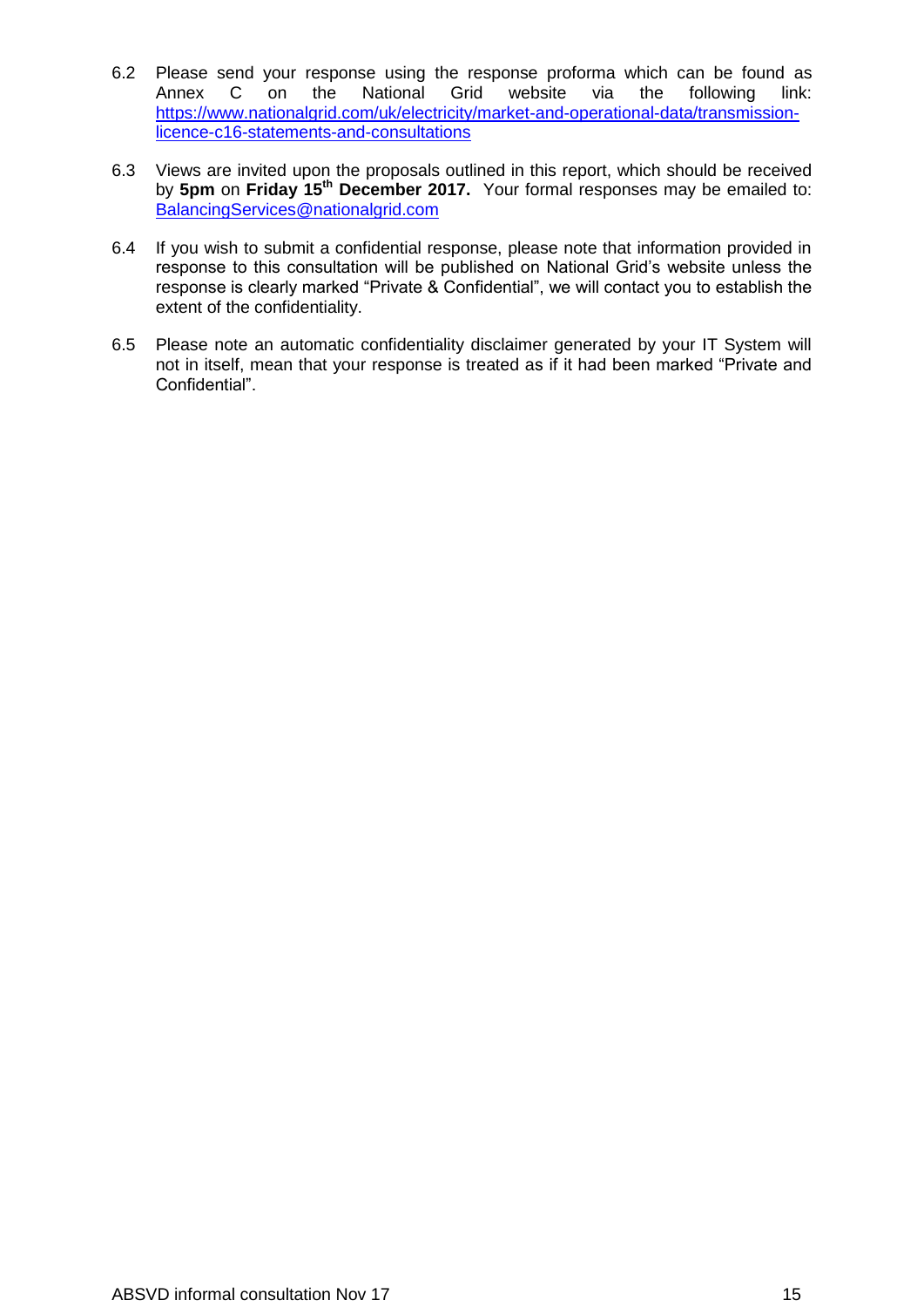6.2 Please send your response using the response proforma which can be found as Annex C on the National Grid website via the following link: [https://www.nationalgrid.com/uk/electricity/market-and-operational-data/transmission-licence-c16-statements-and-consultations](https://www.nationalgrid.com/uk/electricity/market-and-operational-data/transmission-licence-c16-statements-and-consultations)

6.3 Views are invited upon the proposals outlined in this report, which should be received by **5pm** on **Friday 15th December 2017.** Your formal responses may be emailed to: [BalancingServices@nationalgrid.com](mailto:BalancingServices@nationalgrid.com)

6.4 If you wish to submit a confidential response, please note that information provided in response to this consultation will be published on National Grid's website unless the response is clearly marked "Private & Confidential", we will contact you to establish the extent of the confidentiality.

6.5 Please note an automatic confidentiality disclaimer generated by your IT System will not in itself, mean that your response is treated as if it had been marked "Private and Confidential".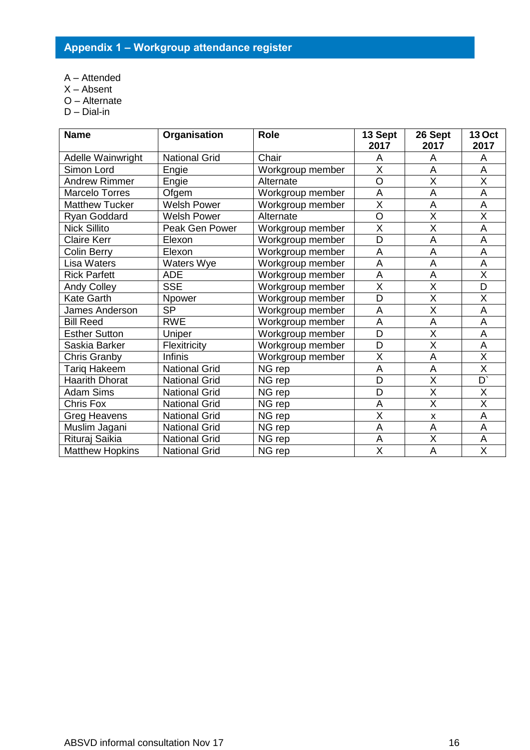## Appendix 1 – Workgroup attendance register

A – Attended
X – Absent
O – Alternate
D – Dial-in

| Name | Organisation | Role | 13 Sept 2017 | 26 Sept 2017 | 13 Oct 2017 |
|---|---|---|---|---|---|
| Adelle Wainwright | National Grid | Chair | A | A | A |
| Simon Lord | Engie | Workgroup member | X | A | A |
| Andrew Rimmer | Engie | Alternate | O | X | X |
| Marcelo Torres | Ofgem | Workgroup member | A | A | A |
| Matthew Tucker | Welsh Power | Workgroup member | X | A | A |
| Ryan Goddard | Welsh Power | Alternate | O | X | X |
| Nick Sillito | Peak Gen Power | Workgroup member | X | X | A |
| Claire Kerr | Elexon | Workgroup member | D | A | A |
| Colin Berry | Elexon | Workgroup member | A | A | A |
| Lisa Waters | Waters Wye | Workgroup member | A | A | A |
| Rick Parfett | ADE | Workgroup member | A | A | X |
| Andy Colley | SSE | Workgroup member | X | X | D |
| Kate Garth | Npower | Workgroup member | D | X | X |
| James Anderson | SP | Workgroup member | A | X | A |
| Bill Reed | RWE | Workgroup member | A | A | A |
| Esther Sutton | Uniper | Workgroup member | D | X | A |
| Saskia Barker | Flexitricity | Workgroup member | D | X | A |
| Chris Granby | Infinis | Workgroup member | X | A | X |
| Tariq Hakeem | National Grid | NG rep | A | A | X |
| Haarith Dhorat | National Grid | NG rep | D | X | D` |
| Adam Sims | National Grid | NG rep | D | X | X |
| Chris Fox | National Grid | NG rep | A | X | X |
| Greg Heavens | National Grid | NG rep | X | x | A |
| Muslim Jagani | National Grid | NG rep | A | A | A |
| Rituraj Saikia | National Grid | NG rep | A | X | A |
| Matthew Hopkins | National Grid | NG rep | X | A | X |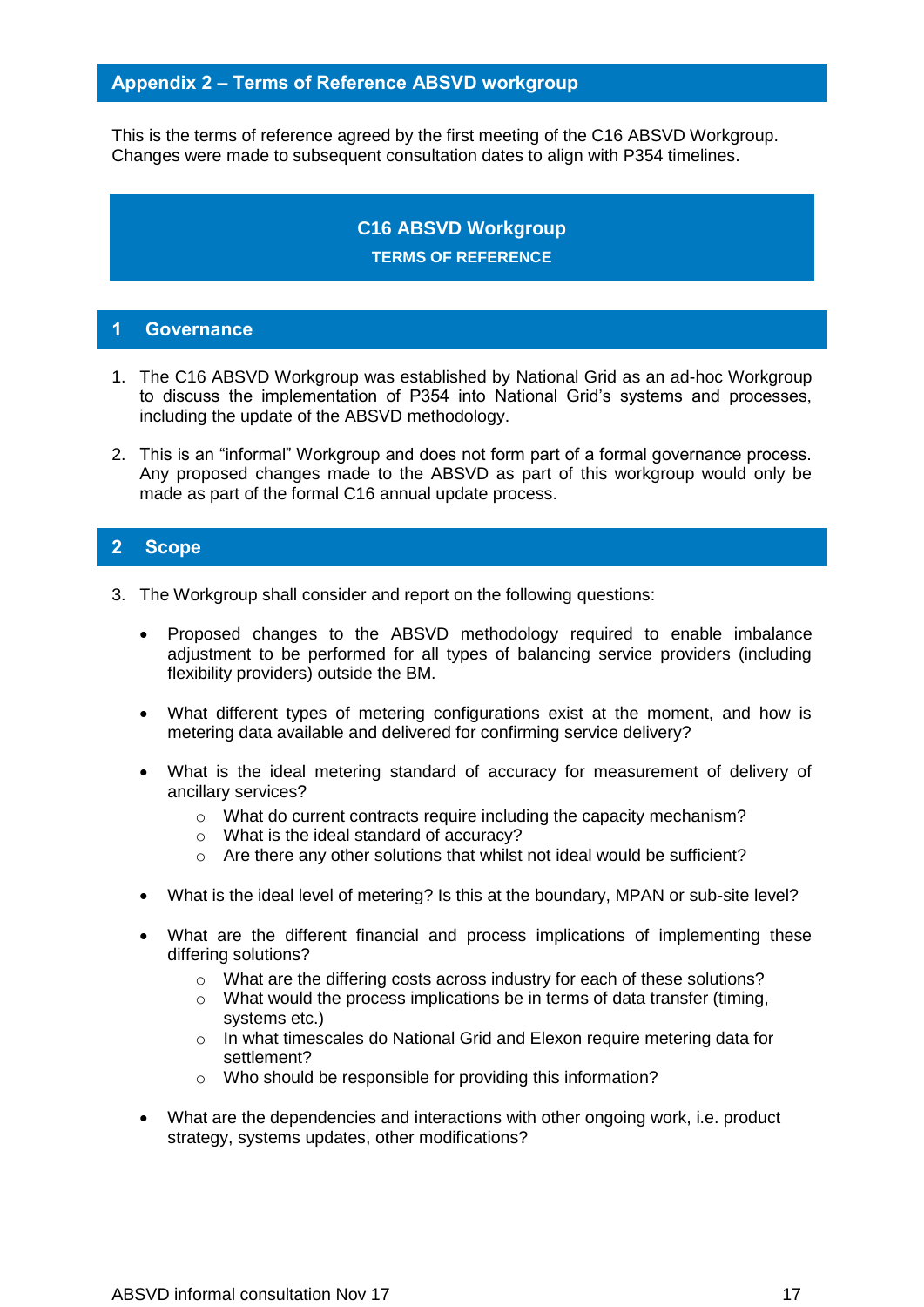## Appendix 2 – Terms of Reference ABSVD workgroup

This is the terms of reference agreed by the first meeting of the C16 ABSVD Workgroup. Changes were made to subsequent consultation dates to align with P354 timelines.

# C16 ABSVD Workgroup

**TERMS OF REFERENCE**

## 1 Governance

1. The C16 ABSVD Workgroup was established by National Grid as an ad-hoc Workgroup to discuss the implementation of P354 into National Grid's systems and processes, including the update of the ABSVD methodology.

2. This is an "informal" Workgroup and does not form part of a formal governance process. Any proposed changes made to the ABSVD as part of this workgroup would only be made as part of the formal C16 annual update process.

## 2 Scope

3. The Workgroup shall consider and report on the following questions:

   - Proposed changes to the ABSVD methodology required to enable imbalance adjustment to be performed for all types of balancing service providers (including flexibility providers) outside the BM.

   - What different types of metering configurations exist at the moment, and how is metering data available and delivered for confirming service delivery?

   - What is the ideal metering standard of accuracy for measurement of delivery of ancillary services?
     - What do current contracts require including the capacity mechanism?
     - What is the ideal standard of accuracy?
     - Are there any other solutions that whilst not ideal would be sufficient?

   - What is the ideal level of metering? Is this at the boundary, MPAN or sub-site level?

   - What are the different financial and process implications of implementing these differing solutions?
     - What are the differing costs across industry for each of these solutions?
     - What would the process implications be in terms of data transfer (timing, systems etc.)
     - In what timescales do National Grid and Elexon require metering data for settlement?
     - Who should be responsible for providing this information?

   - What are the dependencies and interactions with other ongoing work, i.e. product strategy, systems updates, other modifications?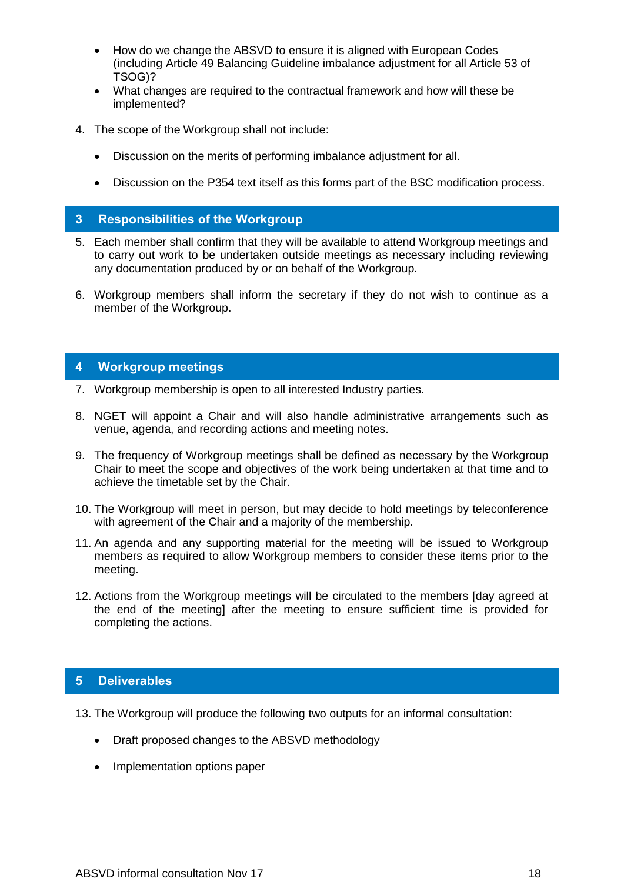- How do we change the ABSVD to ensure it is aligned with European Codes (including Article 49 Balancing Guideline imbalance adjustment for all Article 53 of TSOG)?
- What changes are required to the contractual framework and how will these be implemented?

4. The scope of the Workgroup shall not include:

   - Discussion on the merits of performing imbalance adjustment for all.
   - Discussion on the P354 text itself as this forms part of the BSC modification process.

## 3 Responsibilities of the Workgroup

5. Each member shall confirm that they will be available to attend Workgroup meetings and to carry out work to be undertaken outside meetings as necessary including reviewing any documentation produced by or on behalf of the Workgroup.

6. Workgroup members shall inform the secretary if they do not wish to continue as a member of the Workgroup.

## 4 Workgroup meetings

7. Workgroup membership is open to all interested Industry parties.

8. NGET will appoint a Chair and will also handle administrative arrangements such as venue, agenda, and recording actions and meeting notes.

9. The frequency of Workgroup meetings shall be defined as necessary by the Workgroup Chair to meet the scope and objectives of the work being undertaken at that time and to achieve the timetable set by the Chair.

10. The Workgroup will meet in person, but may decide to hold meetings by teleconference with agreement of the Chair and a majority of the membership.

11. An agenda and any supporting material for the meeting will be issued to Workgroup members as required to allow Workgroup members to consider these items prior to the meeting.

12. Actions from the Workgroup meetings will be circulated to the members [day agreed at the end of the meeting] after the meeting to ensure sufficient time is provided for completing the actions.

## 5 Deliverables

13. The Workgroup will produce the following two outputs for an informal consultation:

    - Draft proposed changes to the ABSVD methodology
    - Implementation options paper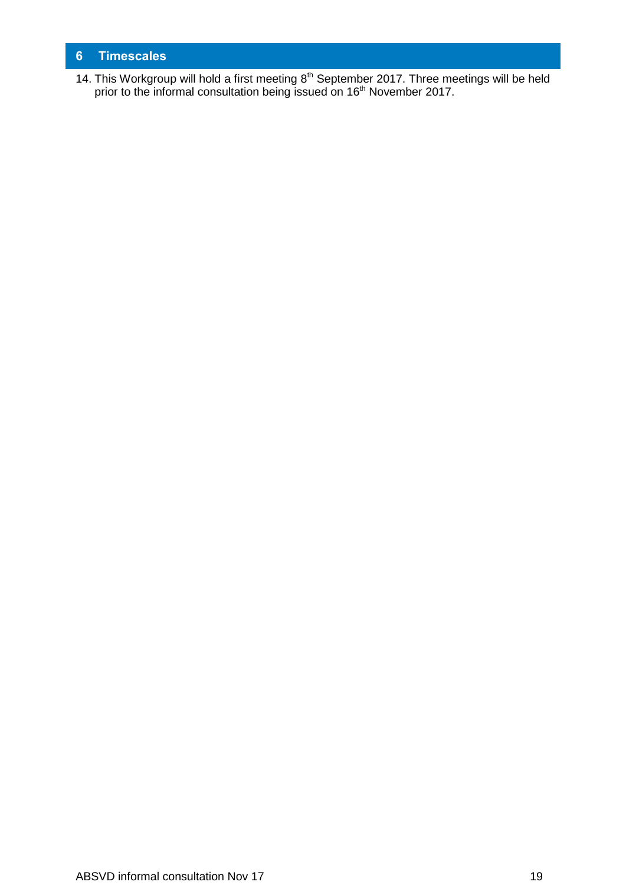## 6 Timescales

14. This Workgroup will hold a first meeting 8th September 2017. Three meetings will be held prior to the informal consultation being issued on 16th November 2017.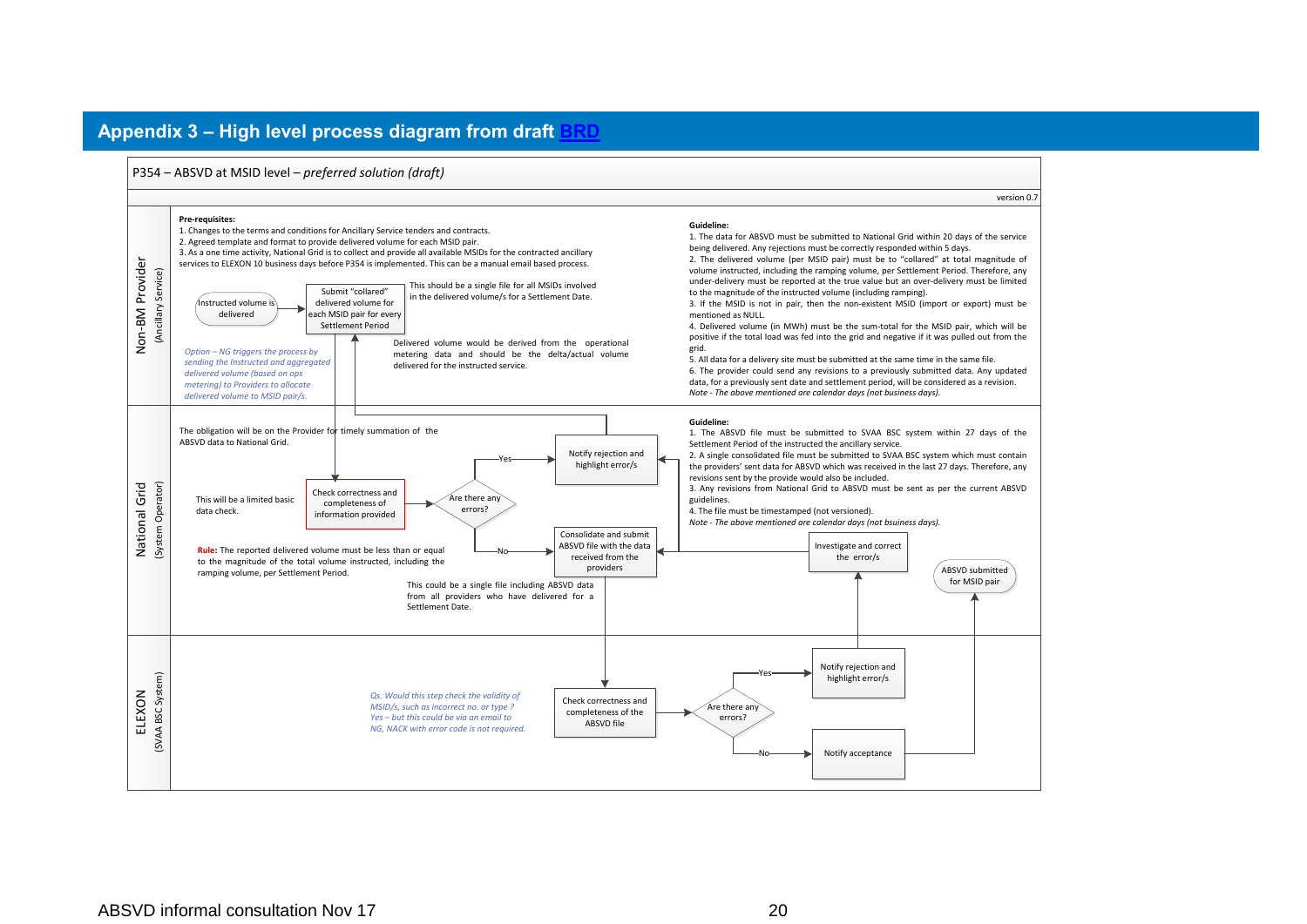## Appendix 3 – High level process diagram from draft BRD

P354 – ABSVD at MSID level – *preferred solution (draft)*

version 0.7

**Non-BM Provider** (Ancillary Service)

**Pre-requisites:**

1. Changes to the terms and conditions for Ancillary Service tenders and contracts.
2. Agreed template and format to provide delivered volume for each MSID pair.
3. As a one time activity, National Grid is to collect and provide all available MSIDs for the contracted ancillary services to ELEXON 10 business days before P354 is implemented. This can be a manual email based process.

Instructed volume is delivered

Submit "collared" delivered volume for each MSID pair for every Settlement Period

This should be a single file for all MSIDs involved in the delivered volume/s for a Settlement Date.

Delivered volume would be derived from the operational metering data and should be the delta/actual volume delivered for the instructed service.

*Option – NG triggers the process by sending the Instructed and aggregated delivered volume (based on ops metering) to Providers to allocate delivered volume to MSID pair/s.*

**Guideline:**

1. The data for ABSVD must be submitted to National Grid within 20 days of the service being delivered. Any rejections must be correctly responded within 5 days.
2. The delivered volume (per MSID pair) must be to "collared" at total magnitude of volume instructed, including the ramping volume, per Settlement Period. Therefore, any under-delivery must be reported at the true value but an over-delivery must be limited to the magnitude of the instructed volume (including ramping).
3. If the MSID is not in pair, then the non-existent MSID (import or export) must be mentioned as NULL.
4. Delivered volume (in MWh) must be the sum-total for the MSID pair, which will be positive if the total load was fed into the grid and negative if it was pulled out from the grid.
5. All data for a delivery site must be submitted at the same time in the same file.
6. The provider could send any revisions to a previously submitted data. Any updated data, for a previously sent date and settlement period, will be considered as a revision.

*Note - The above mentioned are calendar days (not business days).*

**National Grid** (System Operator)

The obligation will be on the Provider for timely summation of the ABSVD data to National Grid.

This will be a limited basic data check.

Check correctness and completeness of information provided

Are there any errors?

Yes → Notify rejection and highlight error/s

No → Consolidate and submit ABSVD file with the data received from the providers

Investigate and correct the error/s

ABSVD submitted for MSID pair

**Rule:** The reported delivered volume must be less than or equal to the magnitude of the total volume instructed, including the ramping volume, per Settlement Period.

This could be a single file including ABSVD data from all providers who have delivered for a Settlement Date.

**Guideline:**

1. The ABSVD file must be submitted to SVAA BSC system within 27 days of the Settlement Period of the instructed the ancillary service.
2. A single consolidated file must be submitted to SVAA BSC system which must contain the providers' sent data for ABSVD which was received in the last 27 days. Therefore, any revisions sent by the provide would also be included.
3. Any revisions from National Grid to ABSVD must be sent as per the current ABSVD guidelines.
4. The file must be timestamped (not versioned).

*Note - The above mentioned are calendar days (not bsuiness days).*

**ELEXON** (SVAA BSC System)

*Qs. Would this step check the validity of MSID/s, such as incorrect no. or type ? Yes – but this could be via an email to NG, NACK with error code is not required.*

Check correctness and completeness of the ABSVD file

Are there any errors?

Yes → Notify rejection and highlight error/s

No → Notify acceptance